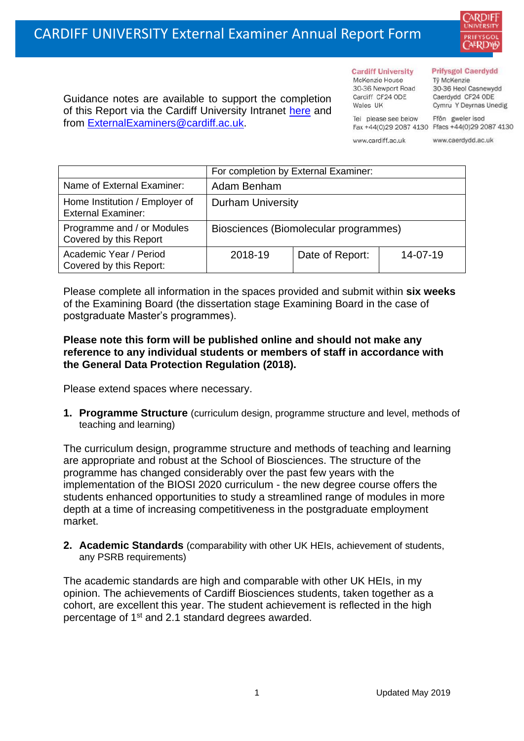# CARDIFF UNIVERSITY External Examiner Annual Report Form

Guidance notes are available to support the completion of this Report via the Cardiff University Intranet here and from ExternalExaminers@cardiff.ac.uk.

**Cardiff University**
McKenzie House
30-36 Newport Road
Cardiff CF24 0DE
Wales UK

Tel please see below
Fax +44(0)29 2087 4130

www.cardiff.ac.uk

**Prifysgol Caerdydd**
Tŷ McKenzie
30-36 Heol Casnewydd
Caerdydd CF24 0DE
Cymru Y Deyrnas Unedig

Ffôn gweler isod
Ffacs +44(0)29 2087 4130

www.caerdydd.ac.uk

| | For completion by External Examiner: | | |
|---|---|---|---|
| Name of External Examiner: | Adam Benham | | |
| Home Institution / Employer of External Examiner: | Durham University | | |
| Programme and / or Modules Covered by this Report | Biosciences (Biomolecular programmes) | | |
| Academic Year / Period Covered by this Report: | 2018-19 | Date of Report: | 14-07-19 |

Please complete all information in the spaces provided and submit within **six weeks** of the Examining Board (the dissertation stage Examining Board in the case of postgraduate Master's programmes).

**Please note this form will be published online and should not make any reference to any individual students or members of staff in accordance with the General Data Protection Regulation (2018).**

Please extend spaces where necessary.

1. **Programme Structure** (curriculum design, programme structure and level, methods of teaching and learning)

The curriculum design, programme structure and methods of teaching and learning are appropriate and robust at the School of Biosciences. The structure of the programme has changed considerably over the past few years with the implementation of the BIOSI 2020 curriculum - the new degree course offers the students enhanced opportunities to study a streamlined range of modules in more depth at a time of increasing competitiveness in the postgraduate employment market.

2. **Academic Standards** (comparability with other UK HEIs, achievement of students, any PSRB requirements)

The academic standards are high and comparable with other UK HEIs, in my opinion. The achievements of Cardiff Biosciences students, taken together as a cohort, are excellent this year. The student achievement is reflected in the high percentage of 1st and 2.1 standard degrees awarded.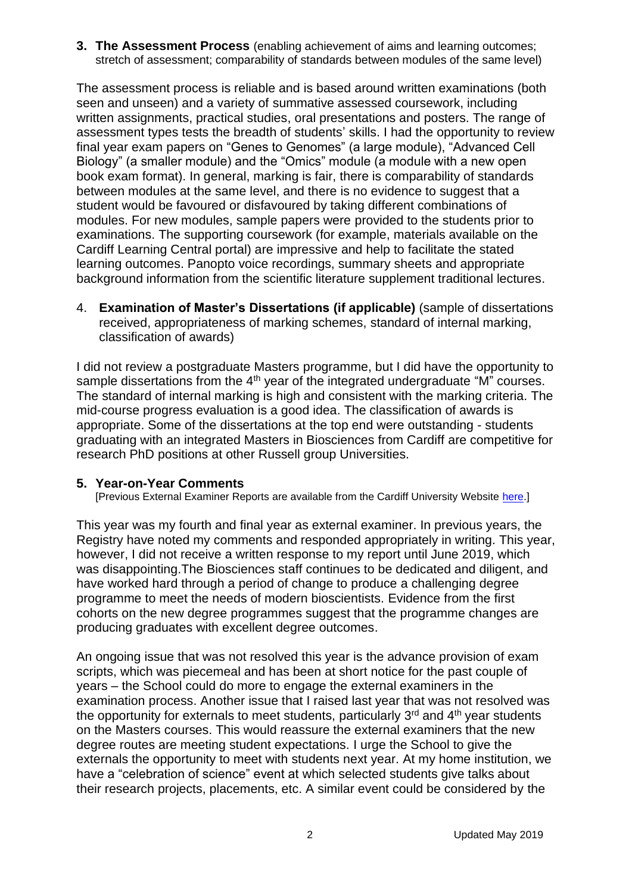**3. The Assessment Process** (enabling achievement of aims and learning outcomes; stretch of assessment; comparability of standards between modules of the same level)

The assessment process is reliable and is based around written examinations (both seen and unseen) and a variety of summative assessed coursework, including written assignments, practical studies, oral presentations and posters. The range of assessment types tests the breadth of students' skills. I had the opportunity to review final year exam papers on "Genes to Genomes" (a large module), "Advanced Cell Biology" (a smaller module) and the "Omics" module (a module with a new open book exam format). In general, marking is fair, there is comparability of standards between modules at the same level, and there is no evidence to suggest that a student would be favoured or disfavoured by taking different combinations of modules. For new modules, sample papers were provided to the students prior to examinations. The supporting coursework (for example, materials available on the Cardiff Learning Central portal) are impressive and help to facilitate the stated learning outcomes. Panopto voice recordings, summary sheets and appropriate background information from the scientific literature supplement traditional lectures.

4. **Examination of Master's Dissertations (if applicable)** (sample of dissertations received, appropriateness of marking schemes, standard of internal marking, classification of awards)

I did not review a postgraduate Masters programme, but I did have the opportunity to sample dissertations from the 4th year of the integrated undergraduate "M" courses. The standard of internal marking is high and consistent with the marking criteria. The mid-course progress evaluation is a good idea. The classification of awards is appropriate. Some of the dissertations at the top end were outstanding - students graduating with an integrated Masters in Biosciences from Cardiff are competitive for research PhD positions at other Russell group Universities.

**5. Year-on-Year Comments**

[Previous External Examiner Reports are available from the Cardiff University Website here.]

This year was my fourth and final year as external examiner. In previous years, the Registry have noted my comments and responded appropriately in writing. This year, however, I did not receive a written response to my report until June 2019, which was disappointing.The Biosciences staff continues to be dedicated and diligent, and have worked hard through a period of change to produce a challenging degree programme to meet the needs of modern bioscientists. Evidence from the first cohorts on the new degree programmes suggest that the programme changes are producing graduates with excellent degree outcomes.

An ongoing issue that was not resolved this year is the advance provision of exam scripts, which was piecemeal and has been at short notice for the past couple of years – the School could do more to engage the external examiners in the examination process. Another issue that I raised last year that was not resolved was the opportunity for externals to meet students, particularly 3rd and 4th year students on the Masters courses. This would reassure the external examiners that the new degree routes are meeting student expectations. I urge the School to give the externals the opportunity to meet with students next year. At my home institution, we have a "celebration of science" event at which selected students give talks about their research projects, placements, etc. A similar event could be considered by the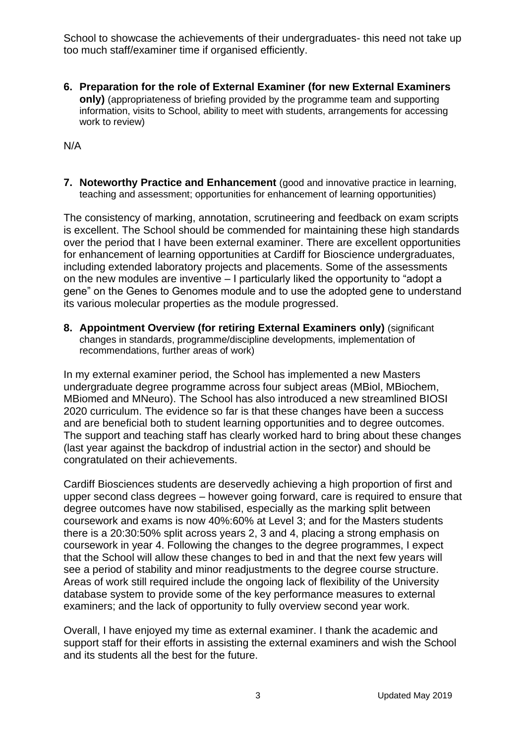School to showcase the achievements of their undergraduates- this need not take up too much staff/examiner time if organised efficiently.

**6. Preparation for the role of External Examiner (for new External Examiners only)** (appropriateness of briefing provided by the programme team and supporting information, visits to School, ability to meet with students, arrangements for accessing work to review)

N/A

**7. Noteworthy Practice and Enhancement** (good and innovative practice in learning, teaching and assessment; opportunities for enhancement of learning opportunities)

The consistency of marking, annotation, scrutineering and feedback on exam scripts is excellent. The School should be commended for maintaining these high standards over the period that I have been external examiner. There are excellent opportunities for enhancement of learning opportunities at Cardiff for Bioscience undergraduates, including extended laboratory projects and placements. Some of the assessments on the new modules are inventive – I particularly liked the opportunity to "adopt a gene" on the Genes to Genomes module and to use the adopted gene to understand its various molecular properties as the module progressed.

**8. Appointment Overview (for retiring External Examiners only)** (significant changes in standards, programme/discipline developments, implementation of recommendations, further areas of work)

In my external examiner period, the School has implemented a new Masters undergraduate degree programme across four subject areas (MBiol, MBiochem, MBiomed and MNeuro). The School has also introduced a new streamlined BIOSI 2020 curriculum. The evidence so far is that these changes have been a success and are beneficial both to student learning opportunities and to degree outcomes. The support and teaching staff has clearly worked hard to bring about these changes (last year against the backdrop of industrial action in the sector) and should be congratulated on their achievements.

Cardiff Biosciences students are deservedly achieving a high proportion of first and upper second class degrees – however going forward, care is required to ensure that degree outcomes have now stabilised, especially as the marking split between coursework and exams is now 40%:60% at Level 3; and for the Masters students there is a 20:30:50% split across years 2, 3 and 4, placing a strong emphasis on coursework in year 4. Following the changes to the degree programmes, I expect that the School will allow these changes to bed in and that the next few years will see a period of stability and minor readjustments to the degree course structure. Areas of work still required include the ongoing lack of flexibility of the University database system to provide some of the key performance measures to external examiners; and the lack of opportunity to fully overview second year work.

Overall, I have enjoyed my time as external examiner. I thank the academic and support staff for their efforts in assisting the external examiners and wish the School and its students all the best for the future.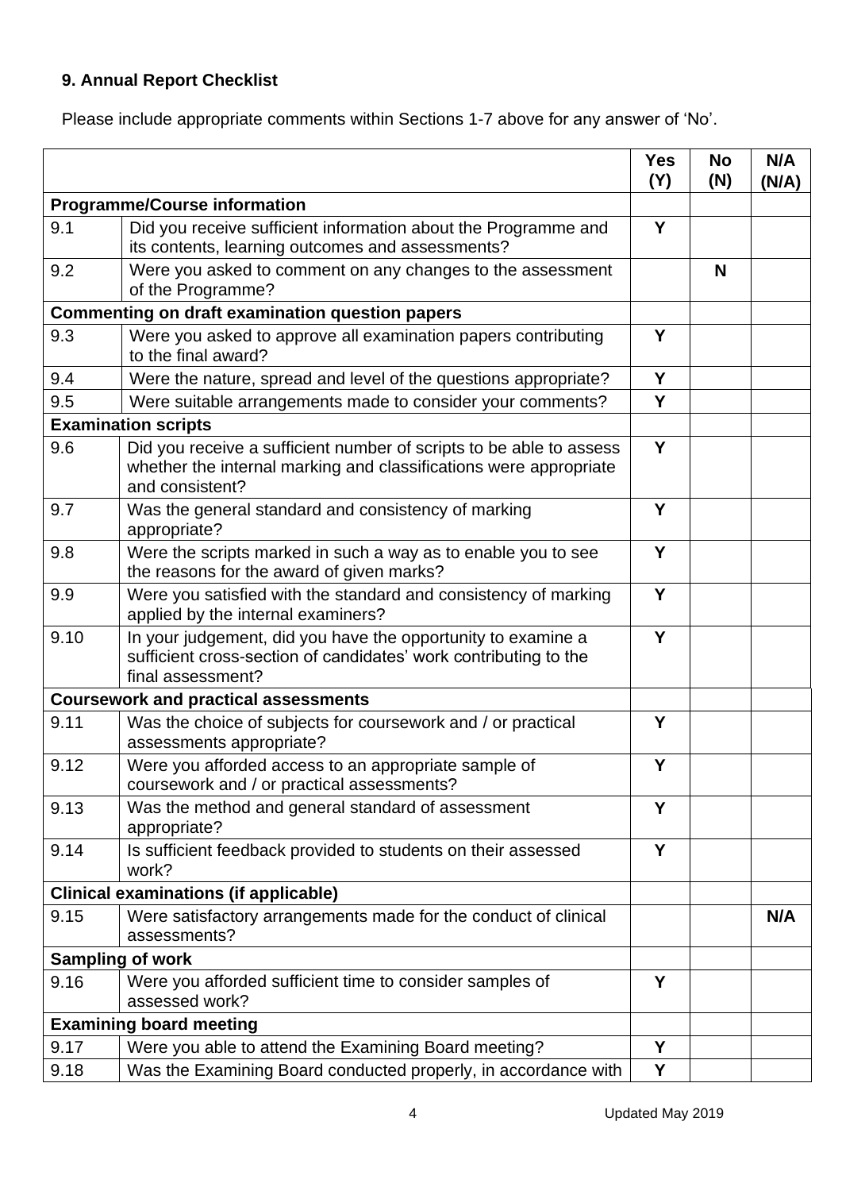### 9. Annual Report Checklist

Please include appropriate comments within Sections 1-7 above for any answer of 'No'.

| | | Yes (Y) | No (N) | N/A (N/A) |
|---|---|---|---|---|
| **Programme/Course information** | | | | |
| 9.1 | Did you receive sufficient information about the Programme and its contents, learning outcomes and assessments? | Y | | |
| 9.2 | Were you asked to comment on any changes to the assessment of the Programme? | | N | |
| **Commenting on draft examination question papers** | | | | |
| 9.3 | Were you asked to approve all examination papers contributing to the final award? | Y | | |
| 9.4 | Were the nature, spread and level of the questions appropriate? | Y | | |
| 9.5 | Were suitable arrangements made to consider your comments? | Y | | |
| **Examination scripts** | | | | |
| 9.6 | Did you receive a sufficient number of scripts to be able to assess whether the internal marking and classifications were appropriate and consistent? | Y | | |
| 9.7 | Was the general standard and consistency of marking appropriate? | Y | | |
| 9.8 | Were the scripts marked in such a way as to enable you to see the reasons for the award of given marks? | Y | | |
| 9.9 | Were you satisfied with the standard and consistency of marking applied by the internal examiners? | Y | | |
| 9.10 | In your judgement, did you have the opportunity to examine a sufficient cross-section of candidates' work contributing to the final assessment? | Y | | |
| **Coursework and practical assessments** | | | | |
| 9.11 | Was the choice of subjects for coursework and / or practical assessments appropriate? | Y | | |
| 9.12 | Were you afforded access to an appropriate sample of coursework and / or practical assessments? | Y | | |
| 9.13 | Was the method and general standard of assessment appropriate? | Y | | |
| 9.14 | Is sufficient feedback provided to students on their assessed work? | Y | | |
| **Clinical examinations (if applicable)** | | | | |
| 9.15 | Were satisfactory arrangements made for the conduct of clinical assessments? | | | N/A |
| **Sampling of work** | | | | |
| 9.16 | Were you afforded sufficient time to consider samples of assessed work? | Y | | |
| **Examining board meeting** | | | | |
| 9.17 | Were you able to attend the Examining Board meeting? | Y | | |
| 9.18 | Was the Examining Board conducted properly, in accordance with | Y | | |

Updated May 2019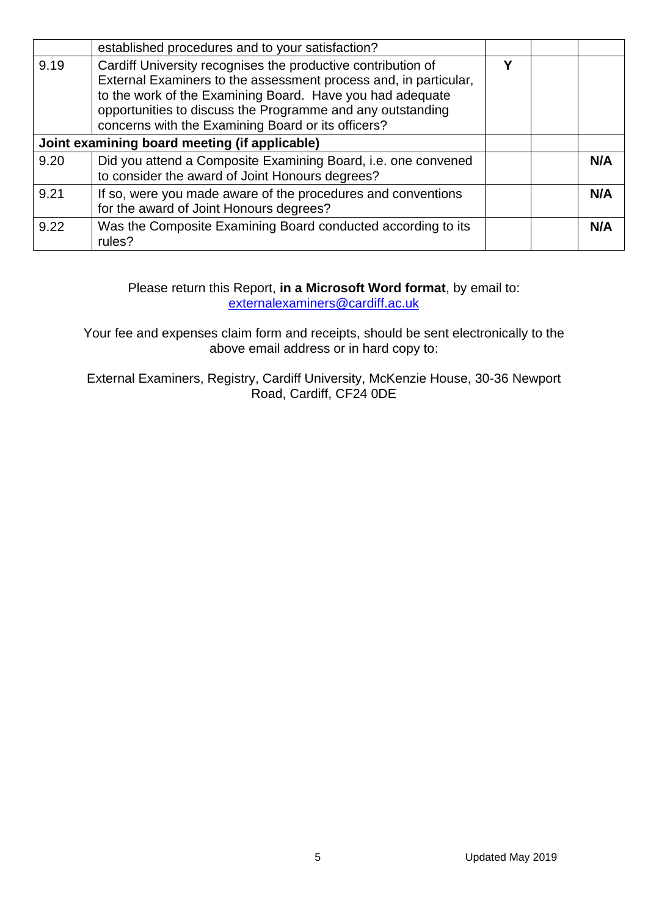| | | | | |
|---|---|---|---|---|
| | established procedures and to your satisfaction? | | | |
| 9.19 | Cardiff University recognises the productive contribution of External Examiners to the assessment process and, in particular, to the work of the Examining Board. Have you had adequate opportunities to discuss the Programme and any outstanding concerns with the Examining Board or its officers? | **Y** | | |
| **Joint examining board meeting (if applicable)** | | | | |
| 9.20 | Did you attend a Composite Examining Board, i.e. one convened to consider the award of Joint Honours degrees? | | | **N/A** |
| 9.21 | If so, were you made aware of the procedures and conventions for the award of Joint Honours degrees? | | | **N/A** |
| 9.22 | Was the Composite Examining Board conducted according to its rules? | | | **N/A** |

Please return this Report, **in a Microsoft Word format**, by email to: externalexaminers@cardiff.ac.uk

Your fee and expenses claim form and receipts, should be sent electronically to the above email address or in hard copy to:

External Examiners, Registry, Cardiff University, McKenzie House, 30-36 Newport Road, Cardiff, CF24 0DE

Updated May 2019